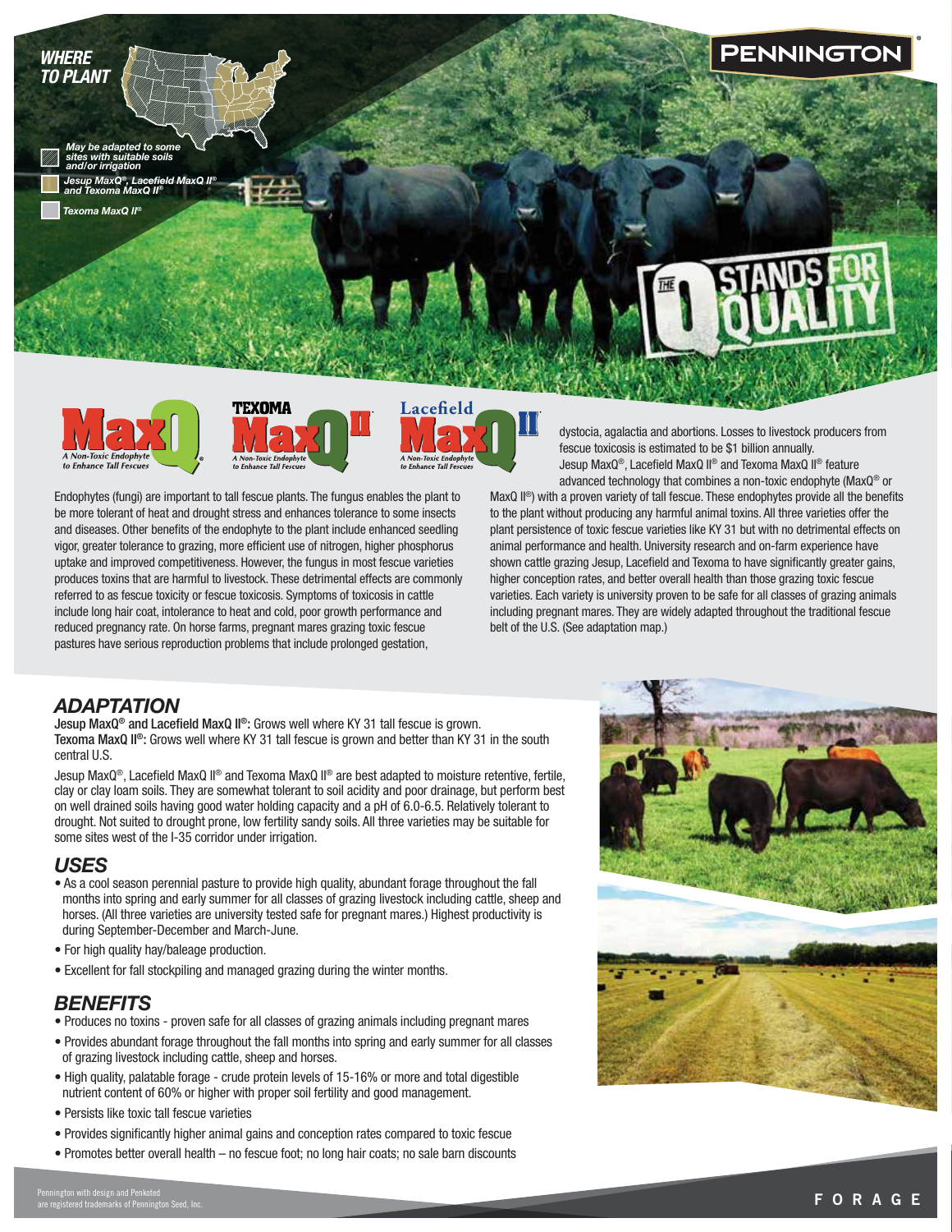PENNINGTON®

## WHERE TO PLANT

*May be adapted to some sites with suitable soils and/or irrigation*

*Jesup MaxQ®, Lacefield MaxQ II® and Texoma MaxQ II®*

*Texoma MaxQ II®*

THE Q STANDS FOR QUALITY

MaxQ® – *A Non-Toxic Endophyte to Enhance Tall Fescues*

TEXOMA MaxQ II® – *A Non-Toxic Endophyte to Enhance Tall Fescues*

Lacefield MaxQ II® – *A Non-Toxic Endophyte to Enhance Tall Fescues*

Endophytes (fungi) are important to tall fescue plants. The fungus enables the plant to be more tolerant of heat and drought stress and enhances tolerance to some insects and diseases. Other benefits of the endophyte to the plant include enhanced seedling vigor, greater tolerance to grazing, more efficient use of nitrogen, higher phosphorus uptake and improved competitiveness. However, the fungus in most fescue varieties produces toxins that are harmful to livestock. These detrimental effects are commonly referred to as fescue toxicity or fescue toxicosis. Symptoms of toxicosis in cattle include long hair coat, intolerance to heat and cold, poor growth performance and reduced pregnancy rate. On horse farms, pregnant mares grazing toxic fescue pastures have serious reproduction problems that include prolonged gestation, dystocia, agalactia and abortions. Losses to livestock producers from fescue toxicosis is estimated to be $1 billion annually.

Jesup MaxQ®, Lacefield MaxQ II® and Texoma MaxQ II® feature advanced technology that combines a non-toxic endophyte (MaxQ® or MaxQ II®) with a proven variety of tall fescue. These endophytes provide all the benefits to the plant without producing any harmful animal toxins. All three varieties offer the plant persistence of toxic fescue varieties like KY 31 but with no detrimental effects on animal performance and health. University research and on-farm experience have shown cattle grazing Jesup, Lacefield and Texoma to have significantly greater gains, higher conception rates, and better overall health than those grazing toxic fescue varieties. Each variety is university proven to be safe for all classes of grazing animals including pregnant mares. They are widely adapted throughout the traditional fescue belt of the U.S. (See adaptation map.)

## ADAPTATION

**Jesup MaxQ® and Lacefield MaxQ II®:** Grows well where KY 31 tall fescue is grown.
**Texoma MaxQ II®:** Grows well where KY 31 tall fescue is grown and better than KY 31 in the south central U.S.

Jesup MaxQ®, Lacefield MaxQ II® and Texoma MaxQ II® are best adapted to moisture retentive, fertile, clay or clay loam soils. They are somewhat tolerant to soil acidity and poor drainage, but perform best on well drained soils having good water holding capacity and a pH of 6.0-6.5. Relatively tolerant to drought. Not suited to drought prone, low fertility sandy soils. All three varieties may be suitable for some sites west of the I-35 corridor under irrigation.

## USES

- As a cool season perennial pasture to provide high quality, abundant forage throughout the fall months into spring and early summer for all classes of grazing livestock including cattle, sheep and horses. (All three varieties are university tested safe for pregnant mares.) Highest productivity is during September-December and March-June.
- For high quality hay/baleage production.
- Excellent for fall stockpiling and managed grazing during the winter months.

## BENEFITS

- Produces no toxins - proven safe for all classes of grazing animals including pregnant mares
- Provides abundant forage throughout the fall months into spring and early summer for all classes of grazing livestock including cattle, sheep and horses
- High quality, palatable forage - crude protein levels of 15-16% or more and total digestible nutrient content of 60% or higher with proper soil fertility and good management.
- Persists like toxic tall fescue varieties
- Provides significantly higher animal gains and conception rates compared to toxic fescue
- Promotes better overall health – no fescue foot; no long hair coats; no sale barn discounts

Pennington with design and Penkoted are registered trademarks of Pennington Seed, Inc.

FORAGE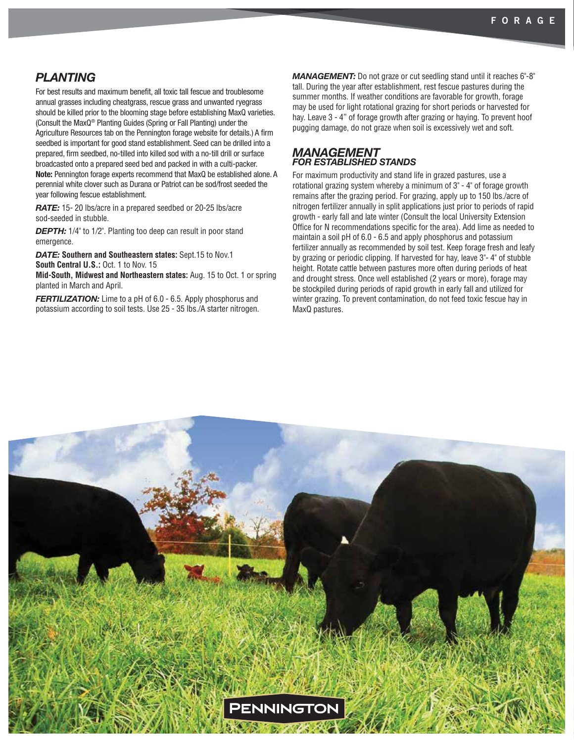## *PLANTING*

For best results and maximum benefit, all toxic tall fescue and troublesome annual grasses including cheatgrass, rescue grass and unwanted ryegrass should be killed prior to the blooming stage before establishing MaxQ varieties. (Consult the MaxQ® Planting Guides (Spring or Fall Planting) under the Agriculture Resources tab on the Pennington forage website for details.) A firm seedbed is important for good stand establishment. Seed can be drilled into a prepared, firm seedbed, no-tilled into killed sod with a no-till drill or surface broadcasted onto a prepared seed bed and packed in with a culti-packer. **Note:** Pennington forage experts recommend that MaxQ be established alone. A perennial white clover such as Durana or Patriot can be sod/frost seeded the year following fescue establishment.

***RATE:*** 15- 20 lbs/acre in a prepared seedbed or 20-25 lbs/acre sod-seeded in stubble.

***DEPTH:*** 1/4" to 1/2". Planting too deep can result in poor stand emergence.

***DATE:*** **Southern and Southeastern states:** Sept.15 to Nov.1
**South Central U.S.:** Oct. 1 to Nov. 15
**Mid-South, Midwest and Northeastern states:** Aug. 15 to Oct. 1 or spring planted in March and April.

***FERTILIZATION:*** Lime to a pH of 6.0 - 6.5. Apply phosphorus and potassium according to soil tests. Use 25 - 35 lbs./A starter nitrogen.

***MANAGEMENT:*** Do not graze or cut seedling stand until it reaches 6"-8" tall. During the year after establishment, rest fescue pastures during the summer months. If weather conditions are favorable for growth, forage may be used for light rotational grazing for short periods or harvested for hay. Leave 3 - 4" of forage growth after grazing or haying. To prevent hoof pugging damage, do not graze when soil is excessively wet and soft.

## *MANAGEMENT FOR ESTABLISHED STANDS*

For maximum productivity and stand life in grazed pastures, use a rotational grazing system whereby a minimum of 3" - 4" of forage growth remains after the grazing period. For grazing, apply up to 150 lbs./acre of nitrogen fertilizer annually in split applications just prior to periods of rapid growth - early fall and late winter (Consult the local University Extension Office for N recommendations specific for the area). Add lime as needed to maintain a soil pH of 6.0 - 6.5 and apply phosphorus and potassium fertilizer annually as recommended by soil test. Keep forage fresh and leafy by grazing or periodic clipping. If harvested for hay, leave 3"- 4" of stubble height. Rotate cattle between pastures more often during periods of heat and drought stress. Once well established (2 years or more), forage may be stockpiled during periods of rapid growth in early fall and utilized for winter grazing. To prevent contamination, do not feed toxic fescue hay in MaxQ pastures.